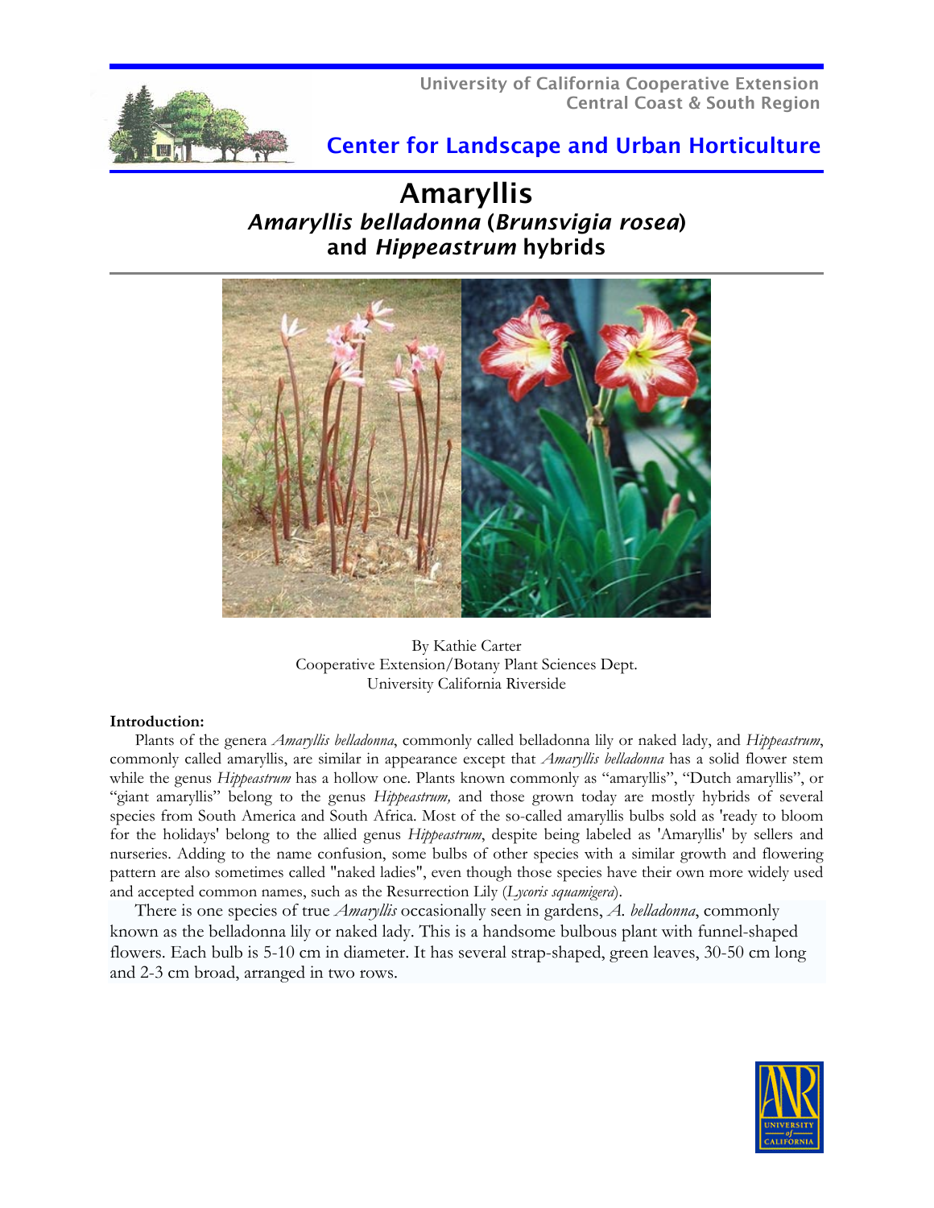University of California Cooperative Extension
Central Coast & South Region

## Center for Landscape and Urban Horticulture

# Amaryllis
## *Amaryllis belladonna* (*Brunsvigia rosea*) and *Hippeastrum* hybrids

By Kathie Carter
Cooperative Extension/Botany Plant Sciences Dept.
University California Riverside

**Introduction:**

Plants of the genera *Amaryllis belladonna*, commonly called belladonna lily or naked lady, and *Hippeastrum*, commonly called amaryllis, are similar in appearance except that *Amaryllis belladonna* has a solid flower stem while the genus *Hippeastrum* has a hollow one. Plants known commonly as "amaryllis", "Dutch amaryllis", or "giant amaryllis" belong to the genus *Hippeastrum,* and those grown today are mostly hybrids of several species from South America and South Africa. Most of the so-called amaryllis bulbs sold as 'ready to bloom for the holidays' belong to the allied genus *Hippeastrum*, despite being labeled as 'Amaryllis' by sellers and nurseries. Adding to the name confusion, some bulbs of other species with a similar growth and flowering pattern are also sometimes called "naked ladies", even though those species have their own more widely used and accepted common names, such as the Resurrection Lily (*Lycoris squamigera*).

There is one species of true *Amaryllis* occasionally seen in gardens, *A. belladonna*, commonly known as the belladonna lily or naked lady. This is a handsome bulbous plant with funnel-shaped flowers. Each bulb is 5-10 cm in diameter. It has several strap-shaped, green leaves, 30-50 cm long and 2-3 cm broad, arranged in two rows.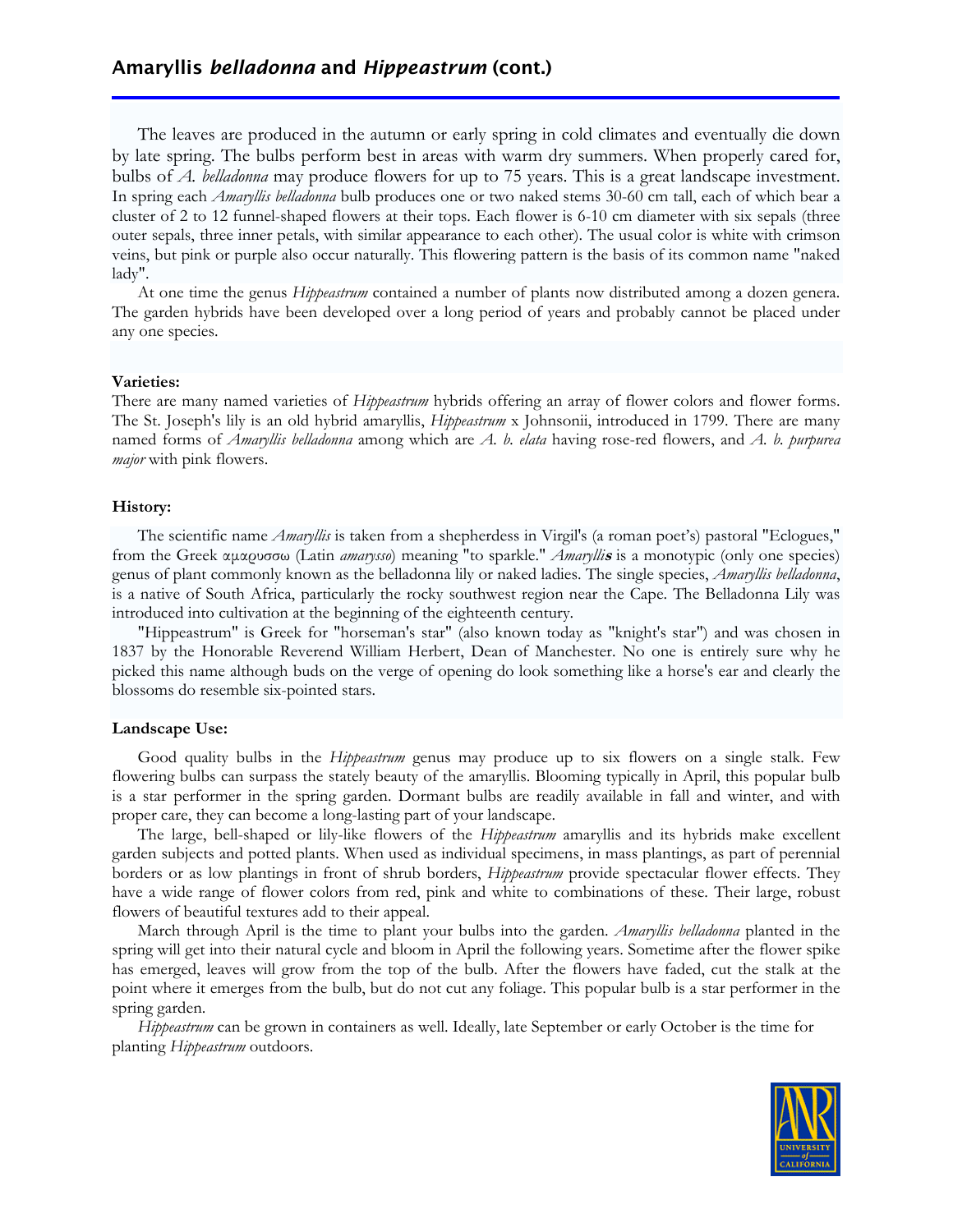## Amaryllis *belladonna* and *Hippeastrum* (cont.)

The leaves are produced in the autumn or early spring in cold climates and eventually die down by late spring. The bulbs perform best in areas with warm dry summers. When properly cared for, bulbs of *A. belladonna* may produce flowers for up to 75 years. This is a great landscape investment. In spring each *Amaryllis belladonna* bulb produces one or two naked stems 30-60 cm tall, each of which bear a cluster of 2 to 12 funnel-shaped flowers at their tops. Each flower is 6-10 cm diameter with six sepals (three outer sepals, three inner petals, with similar appearance to each other). The usual color is white with crimson veins, but pink or purple also occur naturally. This flowering pattern is the basis of its common name "naked lady".

At one time the genus *Hippeastrum* contained a number of plants now distributed among a dozen genera. The garden hybrids have been developed over a long period of years and probably cannot be placed under any one species.

**Varieties:**

There are many named varieties of *Hippeastrum* hybrids offering an array of flower colors and flower forms. The St. Joseph's lily is an old hybrid amaryllis, *Hippeastrum* x Johnsonii, introduced in 1799. There are many named forms of *Amaryllis belladonna* among which are *A. b. elata* having rose-red flowers, and *A. b. purpurea major* with pink flowers.

**History:**

The scientific name *Amaryllis* is taken from a shepherdess in Virgil's (a roman poet's) pastoral "Eclogues," from the Greek αμαρυσσω (Latin *amarysso*) meaning "to sparkle." *Amaryllis* is a monotypic (only one species) genus of plant commonly known as the belladonna lily or naked ladies. The single species, *Amaryllis belladonna*, is a native of South Africa, particularly the rocky southwest region near the Cape. The Belladonna Lily was introduced into cultivation at the beginning of the eighteenth century.

"Hippeastrum" is Greek for "horseman's star" (also known today as "knight's star") and was chosen in 1837 by the Honorable Reverend William Herbert, Dean of Manchester. No one is entirely sure why he picked this name although buds on the verge of opening do look something like a horse's ear and clearly the blossoms do resemble six-pointed stars.

**Landscape Use:**

Good quality bulbs in the *Hippeastrum* genus may produce up to six flowers on a single stalk. Few flowering bulbs can surpass the stately beauty of the amaryllis. Blooming typically in April, this popular bulb is a star performer in the spring garden. Dormant bulbs are readily available in fall and winter, and with proper care, they can become a long-lasting part of your landscape.

The large, bell-shaped or lily-like flowers of the *Hippeastrum* amaryllis and its hybrids make excellent garden subjects and potted plants. When used as individual specimens, in mass plantings, as part of perennial borders or as low plantings in front of shrub borders, *Hippeastrum* provide spectacular flower effects. They have a wide range of flower colors from red, pink and white to combinations of these. Their large, robust flowers of beautiful textures add to their appeal.

March through April is the time to plant your bulbs into the garden. *Amaryllis belladonna* planted in the spring will get into their natural cycle and bloom in April the following years. Sometime after the flower spike has emerged, leaves will grow from the top of the bulb. After the flowers have faded, cut the stalk at the point where it emerges from the bulb, but do not cut any foliage. This popular bulb is a star performer in the spring garden.

*Hippeastrum* can be grown in containers as well. Ideally, late September or early October is the time for planting *Hippeastrum* outdoors.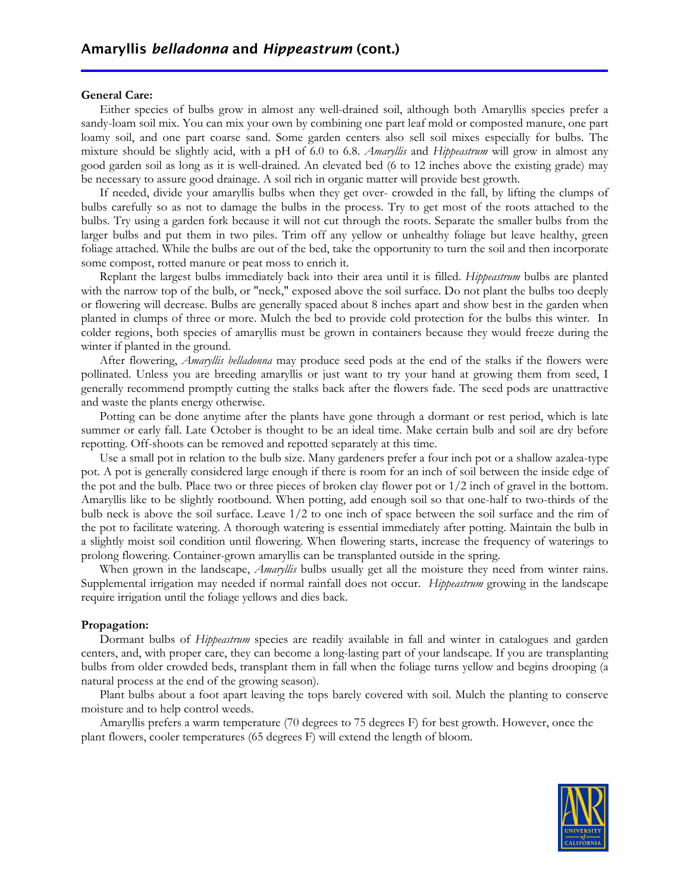**General Care:**

Either species of bulbs grow in almost any well-drained soil, although both Amaryllis species prefer a sandy-loam soil mix. You can mix your own by combining one part leaf mold or composted manure, one part loamy soil, and one part coarse sand. Some garden centers also sell soil mixes especially for bulbs. The mixture should be slightly acid, with a pH of 6.0 to 6.8. *Amaryllis* and *Hippeastrum* will grow in almost any good garden soil as long as it is well-drained. An elevated bed (6 to 12 inches above the existing grade) may be necessary to assure good drainage. A soil rich in organic matter will provide best growth.

If needed, divide your amaryllis bulbs when they get over- crowded in the fall, by lifting the clumps of bulbs carefully so as not to damage the bulbs in the process. Try to get most of the roots attached to the bulbs. Try using a garden fork because it will not cut through the roots. Separate the smaller bulbs from the larger bulbs and put them in two piles. Trim off any yellow or unhealthy foliage but leave healthy, green foliage attached. While the bulbs are out of the bed, take the opportunity to turn the soil and then incorporate some compost, rotted manure or peat moss to enrich it.

Replant the largest bulbs immediately back into their area until it is filled. *Hippeastrum* bulbs are planted with the narrow top of the bulb, or "neck," exposed above the soil surface. Do not plant the bulbs too deeply or flowering will decrease. Bulbs are generally spaced about 8 inches apart and show best in the garden when planted in clumps of three or more. Mulch the bed to provide cold protection for the bulbs this winter. In colder regions, both species of amaryllis must be grown in containers because they would freeze during the winter if planted in the ground.

After flowering, *Amaryllis belladonna* may produce seed pods at the end of the stalks if the flowers were pollinated. Unless you are breeding amaryllis or just want to try your hand at growing them from seed, I generally recommend promptly cutting the stalks back after the flowers fade. The seed pods are unattractive and waste the plants energy otherwise.

Potting can be done anytime after the plants have gone through a dormant or rest period, which is late summer or early fall. Late October is thought to be an ideal time. Make certain bulb and soil are dry before repotting. Off-shoots can be removed and repotted separately at this time.

Use a small pot in relation to the bulb size. Many gardeners prefer a four inch pot or a shallow azalea-type pot. A pot is generally considered large enough if there is room for an inch of soil between the inside edge of the pot and the bulb. Place two or three pieces of broken clay flower pot or 1/2 inch of gravel in the bottom. Amaryllis like to be slightly rootbound. When potting, add enough soil so that one-half to two-thirds of the bulb neck is above the soil surface. Leave 1/2 to one inch of space between the soil surface and the rim of the pot to facilitate watering. A thorough watering is essential immediately after potting. Maintain the bulb in a slightly moist soil condition until flowering. When flowering starts, increase the frequency of waterings to prolong flowering. Container-grown amaryllis can be transplanted outside in the spring.

When grown in the landscape, *Amaryllis* bulbs usually get all the moisture they need from winter rains. Supplemental irrigation may needed if normal rainfall does not occur. *Hippeastrum* growing in the landscape require irrigation until the foliage yellows and dies back.

**Propagation:**

Dormant bulbs of *Hippeastrum* species are readily available in fall and winter in catalogues and garden centers, and, with proper care, they can become a long-lasting part of your landscape. If you are transplanting bulbs from older crowded beds, transplant them in fall when the foliage turns yellow and begins drooping (a natural process at the end of the growing season).

Plant bulbs about a foot apart leaving the tops barely covered with soil. Mulch the planting to conserve moisture and to help control weeds.

Amaryllis prefers a warm temperature (70 degrees to 75 degrees F) for best growth. However, once the plant flowers, cooler temperatures (65 degrees F) will extend the length of bloom.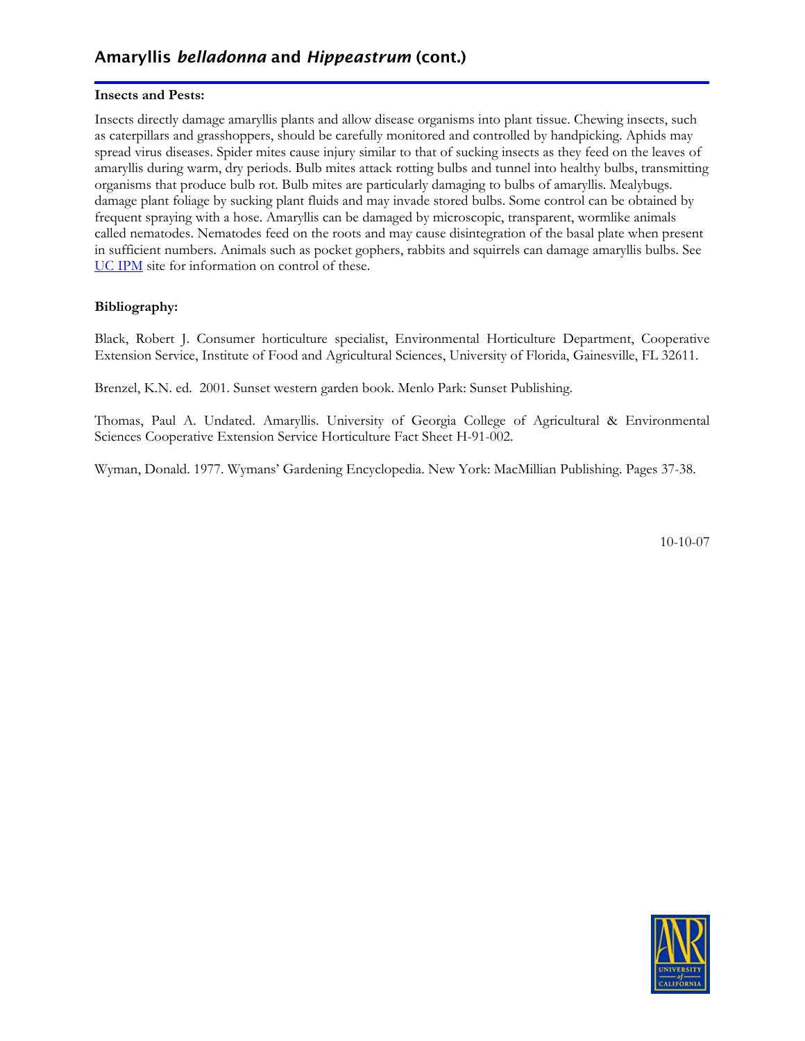## Amaryllis *belladonna* and *Hippeastrum* (cont.)

**Insects and Pests:**

Insects directly damage amaryllis plants and allow disease organisms into plant tissue. Chewing insects, such as caterpillars and grasshoppers, should be carefully monitored and controlled by handpicking. Aphids may spread virus diseases. Spider mites cause injury similar to that of sucking insects as they feed on the leaves of amaryllis during warm, dry periods. Bulb mites attack rotting bulbs and tunnel into healthy bulbs, transmitting organisms that produce bulb rot. Bulb mites are particularly damaging to bulbs of amaryllis. Mealybugs. damage plant foliage by sucking plant fluids and may invade stored bulbs. Some control can be obtained by frequent spraying with a hose. Amaryllis can be damaged by microscopic, transparent, wormlike animals called nematodes. Nematodes feed on the roots and may cause disintegration of the basal plate when present in sufficient numbers. Animals such as pocket gophers, rabbits and squirrels can damage amaryllis bulbs. See UC IPM site for information on control of these.

**Bibliography:**

Black, Robert J. Consumer horticulture specialist, Environmental Horticulture Department, Cooperative Extension Service, Institute of Food and Agricultural Sciences, University of Florida, Gainesville, FL 32611.

Brenzel, K.N. ed. 2001. Sunset western garden book. Menlo Park: Sunset Publishing.

Thomas, Paul A. Undated. Amaryllis. University of Georgia College of Agricultural & Environmental Sciences Cooperative Extension Service Horticulture Fact Sheet H-91-002.

Wyman, Donald. 1977. Wymans' Gardening Encyclopedia. New York: MacMillian Publishing. Pages 37-38.

10-10-07